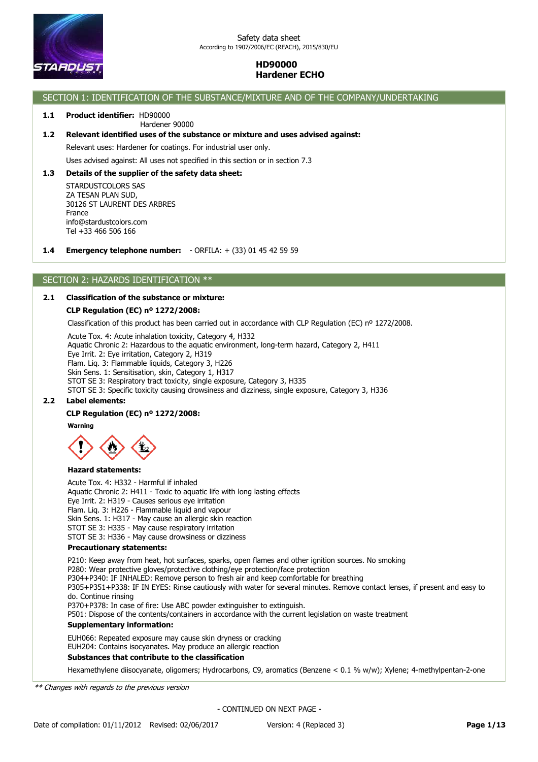Safety data sheet
According to 1907/2006/EC (REACH), 2015/830/EU

**HD90000**
**Hardener ECHO**

## SECTION 1: IDENTIFICATION OF THE SUBSTANCE/MIXTURE AND OF THE COMPANY/UNDERTAKING

**1.1 Product identifier:** HD90000
Hardener 90000

**1.2 Relevant identified uses of the substance or mixture and uses advised against:**

Relevant uses: Hardener for coatings. For industrial user only.

Uses advised against: All uses not specified in this section or in section 7.3

**1.3 Details of the supplier of the safety data sheet:**

STARDUSTCOLORS SAS
ZA TESAN PLAN SUD,
30126 ST LAURENT DES ARBRES
France
info@stardustcolors.com
Tel +33 466 506 166

**1.4 Emergency telephone number:** - ORFILA: + (33) 01 45 42 59 59

## SECTION 2: HAZARDS IDENTIFICATION **

**2.1 Classification of the substance or mixture:**

**CLP Regulation (EC) nº 1272/2008:**

Classification of this product has been carried out in accordance with CLP Regulation (EC) nº 1272/2008.

Acute Tox. 4: Acute inhalation toxicity, Category 4, H332
Aquatic Chronic 2: Hazardous to the aquatic environment, long-term hazard, Category 2, H411
Eye Irrit. 2: Eye irritation, Category 2, H319
Flam. Liq. 3: Flammable liquids, Category 3, H226
Skin Sens. 1: Sensitisation, skin, Category 1, H317
STOT SE 3: Respiratory tract toxicity, single exposure, Category 3, H335
STOT SE 3: Specific toxicity causing drowsiness and dizziness, single exposure, Category 3, H336

**2.2 Label elements:**

**CLP Regulation (EC) nº 1272/2008:**

**Warning**

**Hazard statements:**

Acute Tox. 4: H332 - Harmful if inhaled
Aquatic Chronic 2: H411 - Toxic to aquatic life with long lasting effects
Eye Irrit. 2: H319 - Causes serious eye irritation
Flam. Liq. 3: H226 - Flammable liquid and vapour
Skin Sens. 1: H317 - May cause an allergic skin reaction
STOT SE 3: H335 - May cause respiratory irritation
STOT SE 3: H336 - May cause drowsiness or dizziness

**Precautionary statements:**

P210: Keep away from heat, hot surfaces, sparks, open flames and other ignition sources. No smoking
P280: Wear protective gloves/protective clothing/eye protection/face protection
P304+P340: IF INHALED: Remove person to fresh air and keep comfortable for breathing
P305+P351+P338: IF IN EYES: Rinse cautiously with water for several minutes. Remove contact lenses, if present and easy to do. Continue rinsing
P370+P378: In case of fire: Use ABC powder extinguisher to extinguish.
P501: Dispose of the contents/containers in accordance with the current legislation on waste treatment

**Supplementary information:**

EUH066: Repeated exposure may cause skin dryness or cracking
EUH204: Contains isocyanates. May produce an allergic reaction

**Substances that contribute to the classification**

Hexamethylene diisocyanate, oligomers; Hydrocarbons, C9, aromatics (Benzene < 0.1 % w/w); Xylene; 4-methylpentan-2-one

*** Changes with regards to the previous version*

- CONTINUED ON NEXT PAGE -

Date of compilation: 01/11/2012 Revised: 02/06/2017 Version: 4 (Replaced 3)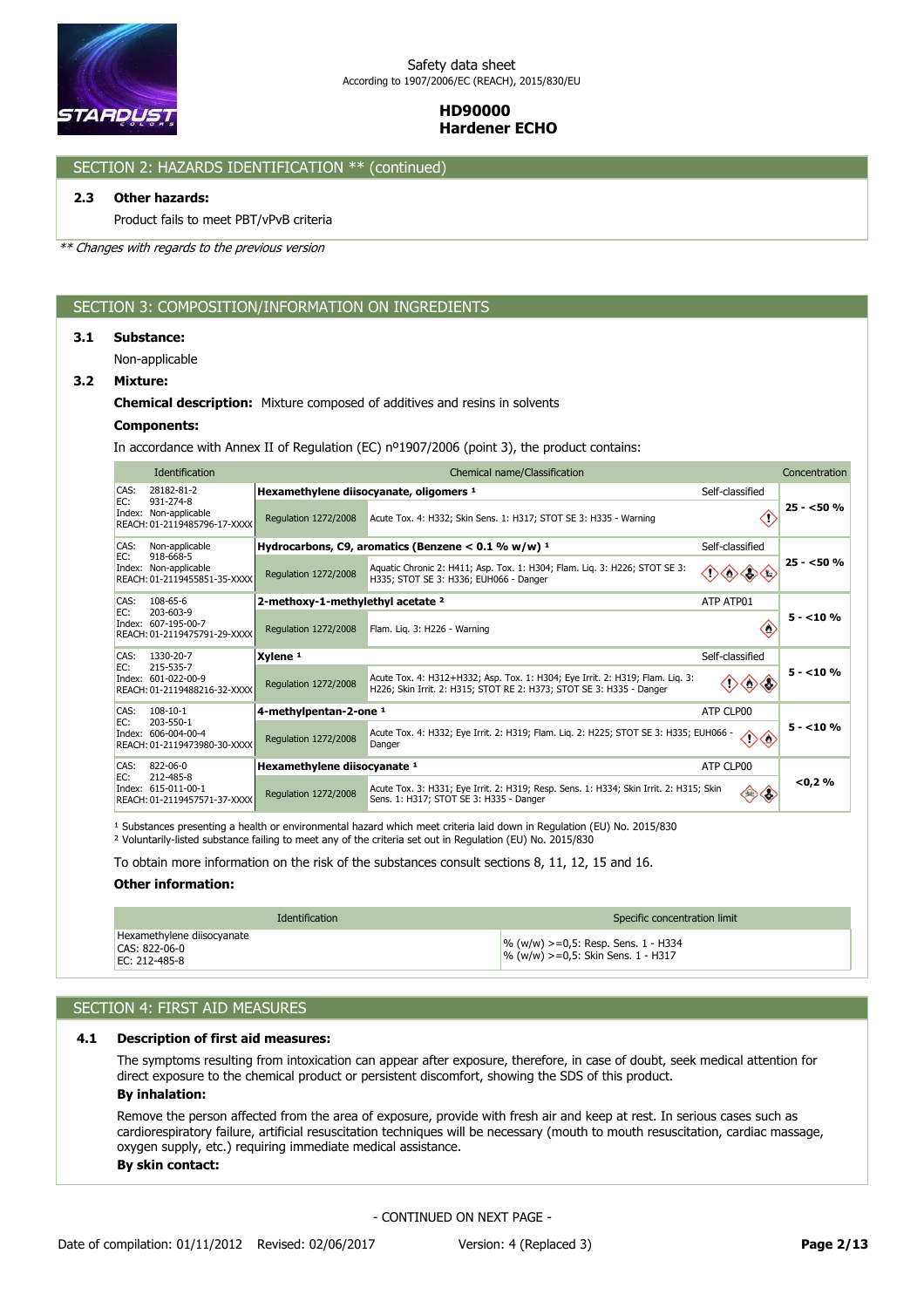## SECTION 2: HAZARDS IDENTIFICATION ** (continued)

**2.3 Other hazards:**

Product fails to meet PBT/vPvB criteria

*** Changes with regards to the previous version*

## SECTION 3: COMPOSITION/INFORMATION ON INGREDIENTS

**3.1 Substance:**

Non-applicable

**3.2 Mixture:**

**Chemical description:** Mixture composed of additives and resins in solvents

**Components:**

In accordance with Annex II of Regulation (EC) nº1907/2006 (point 3), the product contains:

| Identification | Chemical name/Classification | | | Concentration |
|---|---|---|---|---|
| CAS: 28182-81-2<br>EC: 931-274-8<br>Index: Non-applicable<br>REACH: 01-2119485796-17-XXXX | **Hexamethylene diisocyanate, oligomers** [1] | | Self-classified | 25 - <50 % |
| | Regulation 1272/2008 | Acute Tox. 4: H332; Skin Sens. 1: H317; STOT SE 3: H335 - Warning | | |
| CAS: Non-applicable<br>EC: 918-668-5<br>Index: Non-applicable<br>REACH: 01-2119455851-35-XXXX | **Hydrocarbons, C9, aromatics (Benzene < 0.1 % w/w)** [1] | | Self-classified | 25 - <50 % |
| | Regulation 1272/2008 | Aquatic Chronic 2: H411; Asp. Tox. 1: H304; Flam. Liq. 3: H226; STOT SE 3: H335; STOT SE 3: H336; EUH066 - Danger | | |
| CAS: 108-65-6<br>EC: 203-603-9<br>Index: 607-195-00-7<br>REACH: 01-2119475791-29-XXXX | **2-methoxy-1-methylethyl acetate** [2] | | ATP ATP01 | 5 - <10 % |
| | Regulation 1272/2008 | Flam. Liq. 3: H226 - Warning | | |
| CAS: 1330-20-7<br>EC: 215-535-7<br>Index: 601-022-00-9<br>REACH: 01-2119488216-32-XXXX | **Xylene** [1] | | Self-classified | 5 - <10 % |
| | Regulation 1272/2008 | Acute Tox. 4: H312+H332; Asp. Tox. 1: H304; Eye Irrit. 2: H319; Flam. Liq. 3: H226; Skin Irrit. 2: H315; STOT RE 2: H373; STOT SE 3: H335 - Danger | | |
| CAS: 108-10-1<br>EC: 203-550-1<br>Index: 606-004-00-4<br>REACH: 01-2119473980-30-XXXX | **4-methylpentan-2-one** [1] | | ATP CLP00 | 5 - <10 % |
| | Regulation 1272/2008 | Acute Tox. 4: H332; Eye Irrit. 2: H319; Flam. Liq. 2: H225; STOT SE 3: H335; EUH066 - Danger | | |
| CAS: 822-06-0<br>EC: 212-485-8<br>Index: 615-011-00-1<br>REACH: 01-2119457571-37-XXXX | **Hexamethylene diisocyanate** [1] | | ATP CLP00 | <0,2 % |
| | Regulation 1272/2008 | Acute Tox. 3: H331; Eye Irrit. 2: H319; Resp. Sens. 1: H334; Skin Irrit. 2: H315; Skin Sens. 1: H317; STOT SE 3: H335 - Danger | | |

[1] Substances presenting a health or environmental hazard which meet criteria laid down in Regulation (EU) No. 2015/830
[2] Voluntarily-listed substance failing to meet any of the criteria set out in Regulation (EU) No. 2015/830

To obtain more information on the risk of the substances consult sections 8, 11, 12, 15 and 16.

**Other information:**

| Identification | Specific concentration limit |
|---|---|
| Hexamethylene diisocyanate<br>CAS: 822-06-0<br>EC: 212-485-8 | % (w/w) >=0,5: Resp. Sens. 1 - H334<br>% (w/w) >=0,5: Skin Sens. 1 - H317 |

## SECTION 4: FIRST AID MEASURES

**4.1 Description of first aid measures:**

The symptoms resulting from intoxication can appear after exposure, therefore, in case of doubt, seek medical attention for direct exposure to the chemical product or persistent discomfort, showing the SDS of this product.

**By inhalation:**

Remove the person affected from the area of exposure, provide with fresh air and keep at rest. In serious cases such as cardiorespiratory failure, artificial resuscitation techniques will be necessary (mouth to mouth resuscitation, cardiac massage, oxygen supply, etc.) requiring immediate medical assistance.

**By skin contact:**

- CONTINUED ON NEXT PAGE -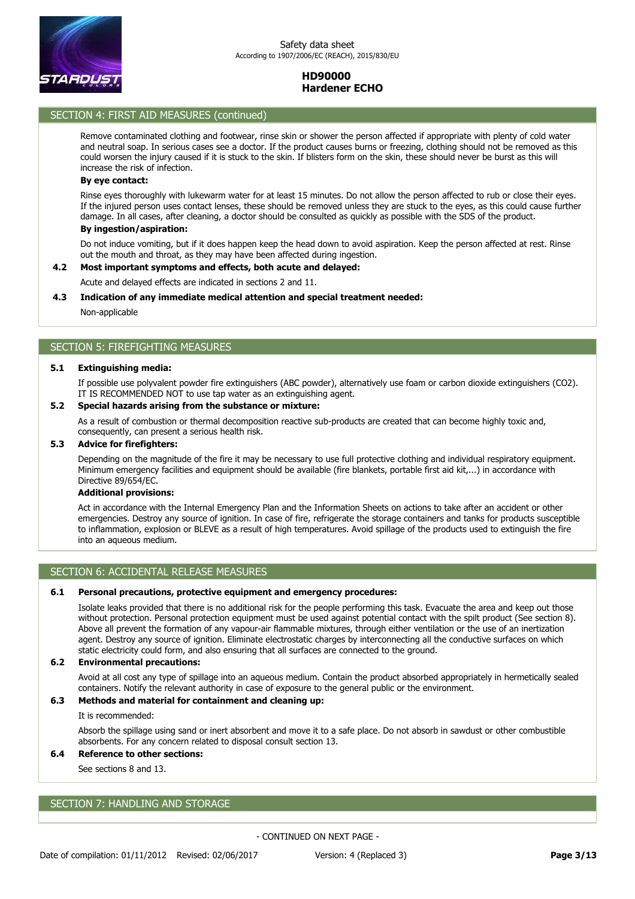## SECTION 4: FIRST AID MEASURES (continued)

Remove contaminated clothing and footwear, rinse skin or shower the person affected if appropriate with plenty of cold water and neutral soap. In serious cases see a doctor. If the product causes burns or freezing, clothing should not be removed as this could worsen the injury caused if it is stuck to the skin. If blisters form on the skin, these should never be burst as this will increase the risk of infection.

**By eye contact:**

Rinse eyes thoroughly with lukewarm water for at least 15 minutes. Do not allow the person affected to rub or close their eyes. If the injured person uses contact lenses, these should be removed unless they are stuck to the eyes, as this could cause further damage. In all cases, after cleaning, a doctor should be consulted as quickly as possible with the SDS of the product.

**By ingestion/aspiration:**

Do not induce vomiting, but if it does happen keep the head down to avoid aspiration. Keep the person affected at rest. Rinse out the mouth and throat, as they may have been affected during ingestion.

**4.2 Most important symptoms and effects, both acute and delayed:**

Acute and delayed effects are indicated in sections 2 and 11.

**4.3 Indication of any immediate medical attention and special treatment needed:**

Non-applicable

## SECTION 5: FIREFIGHTING MEASURES

**5.1 Extinguishing media:**

If possible use polyvalent powder fire extinguishers (ABC powder), alternatively use foam or carbon dioxide extinguishers ($CO_2$). IT IS RECOMMENDED NOT to use tap water as an extinguishing agent.

**5.2 Special hazards arising from the substance or mixture:**

As a result of combustion or thermal decomposition reactive sub-products are created that can become highly toxic and, consequently, can present a serious health risk.

**5.3 Advice for firefighters:**

Depending on the magnitude of the fire it may be necessary to use full protective clothing and individual respiratory equipment. Minimum emergency facilities and equipment should be available (fire blankets, portable first aid kit,...) in accordance with Directive 89/654/EC.

**Additional provisions:**

Act in accordance with the Internal Emergency Plan and the Information Sheets on actions to take after an accident or other emergencies. Destroy any source of ignition. In case of fire, refrigerate the storage containers and tanks for products susceptible to inflammation, explosion or BLEVE as a result of high temperatures. Avoid spillage of the products used to extinguish the fire into an aqueous medium.

## SECTION 6: ACCIDENTAL RELEASE MEASURES

**6.1 Personal precautions, protective equipment and emergency procedures:**

Isolate leaks provided that there is no additional risk for the people performing this task. Evacuate the area and keep out those without protection. Personal protection equipment must be used against potential contact with the spilt product (See section 8). Above all prevent the formation of any vapour-air flammable mixtures, through either ventilation or the use of an inertization agent. Destroy any source of ignition. Eliminate electrostatic charges by interconnecting all the conductive surfaces on which static electricity could form, and also ensuring that all surfaces are connected to the ground.

**6.2 Environmental precautions:**

Avoid at all cost any type of spillage into an aqueous medium. Contain the product absorbed appropriately in hermetically sealed containers. Notify the relevant authority in case of exposure to the general public or the environment.

**6.3 Methods and material for containment and cleaning up:**

It is recommended:

Absorb the spillage using sand or inert absorbent and move it to a safe place. Do not absorb in sawdust or other combustible absorbents. For any concern related to disposal consult section 13.

**6.4 Reference to other sections:**

See sections 8 and 13.

## SECTION 7: HANDLING AND STORAGE

- CONTINUED ON NEXT PAGE -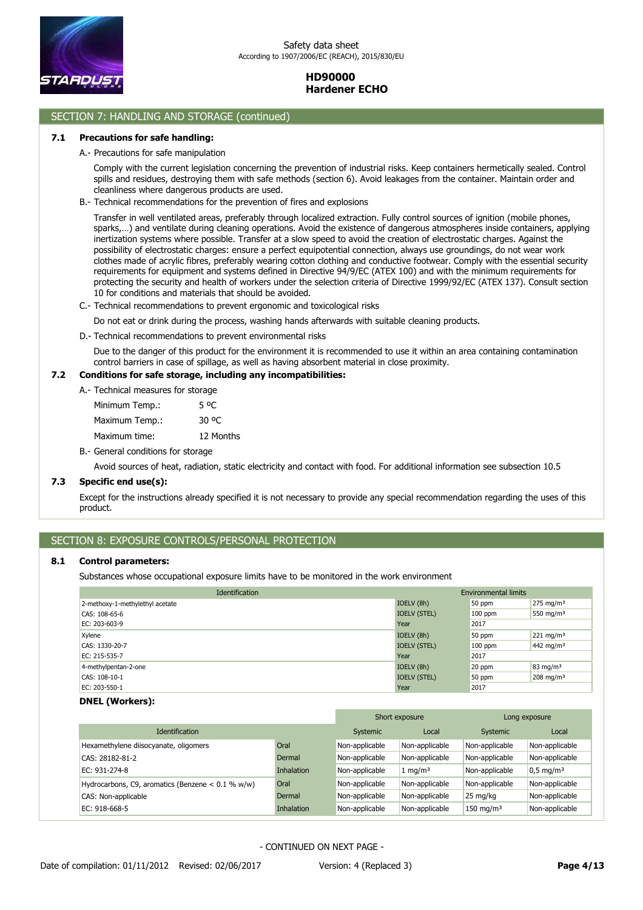## SECTION 7: HANDLING AND STORAGE (continued)

### 7.1 Precautions for safe handling:

A.- Precautions for safe manipulation

Comply with the current legislation concerning the prevention of industrial risks. Keep containers hermetically sealed. Control spills and residues, destroying them with safe methods (section 6). Avoid leakages from the container. Maintain order and cleanliness where dangerous products are used.

B.- Technical recommendations for the prevention of fires and explosions

Transfer in well ventilated areas, preferably through localized extraction. Fully control sources of ignition (mobile phones, sparks,…) and ventilate during cleaning operations. Avoid the existence of dangerous atmospheres inside containers, applying inertization systems where possible. Transfer at a slow speed to avoid the creation of electrostatic charges. Against the possibility of electrostatic charges: ensure a perfect equipotential connection, always use groundings, do not wear work clothes made of acrylic fibres, preferably wearing cotton clothing and conductive footwear. Comply with the essential security requirements for equipment and systems defined in Directive 94/9/EC (ATEX 100) and with the minimum requirements for protecting the security and health of workers under the selection criteria of Directive 1999/92/EC (ATEX 137). Consult section 10 for conditions and materials that should be avoided.

C.- Technical recommendations to prevent ergonomic and toxicological risks

Do not eat or drink during the process, washing hands afterwards with suitable cleaning products.

D.- Technical recommendations to prevent environmental risks

Due to the danger of this product for the environment it is recommended to use it within an area containing contamination control barriers in case of spillage, as well as having absorbent material in close proximity.

### 7.2 Conditions for safe storage, including any incompatibilities:

A.- Technical measures for storage

| | |
|---|---|
| Minimum Temp.: | 5 ºC |
| Maximum Temp.: | 30 ºC |
| Maximum time: | 12 Months |

B.- General conditions for storage

Avoid sources of heat, radiation, static electricity and contact with food. For additional information see subsection 10.5

### 7.3 Specific end use(s):

Except for the instructions already specified it is not necessary to provide any special recommendation regarding the uses of this product.

## SECTION 8: EXPOSURE CONTROLS/PERSONAL PROTECTION

### 8.1 Control parameters:

Substances whose occupational exposure limits have to be monitored in the work environment

| Identification | Environmental limits | | |
|---|---|---|---|
| 2-methoxy-1-methylethyl acetate | IOELV (8h) | 50 ppm | 275 mg/m³ |
| CAS: 108-65-6 | IOELV (STEL) | 100 ppm | 550 mg/m³ |
| EC: 203-603-9 | Year | 2017 | |
| Xylene | IOELV (8h) | 50 ppm | 221 mg/m³ |
| CAS: 1330-20-7 | IOELV (STEL) | 100 ppm | 442 mg/m³ |
| EC: 215-535-7 | Year | 2017 | |
| 4-methylpentan-2-one | IOELV (8h) | 20 ppm | 83 mg/m³ |
| CAS: 108-10-1 | IOELV (STEL) | 50 ppm | 208 mg/m³ |
| EC: 203-550-1 | Year | 2017 | |

**DNEL (Workers):**

| | | Short exposure | | Long exposure | |
|---|---|---|---|---|---|
| Identification | | Systemic | Local | Systemic | Local |
| Hexamethylene diisocyanate, oligomers | Oral | Non-applicable | Non-applicable | Non-applicable | Non-applicable |
| CAS: 28182-81-2 | Dermal | Non-applicable | Non-applicable | Non-applicable | Non-applicable |
| EC: 931-274-8 | Inhalation | Non-applicable | 1 mg/m³ | Non-applicable | 0,5 mg/m³ |
| Hydrocarbons, C9, aromatics (Benzene < 0.1 % w/w) | Oral | Non-applicable | Non-applicable | Non-applicable | Non-applicable |
| CAS: Non-applicable | Dermal | Non-applicable | Non-applicable | 25 mg/kg | Non-applicable |
| EC: 918-668-5 | Inhalation | Non-applicable | Non-applicable | 150 mg/m³ | Non-applicable |

- CONTINUED ON NEXT PAGE -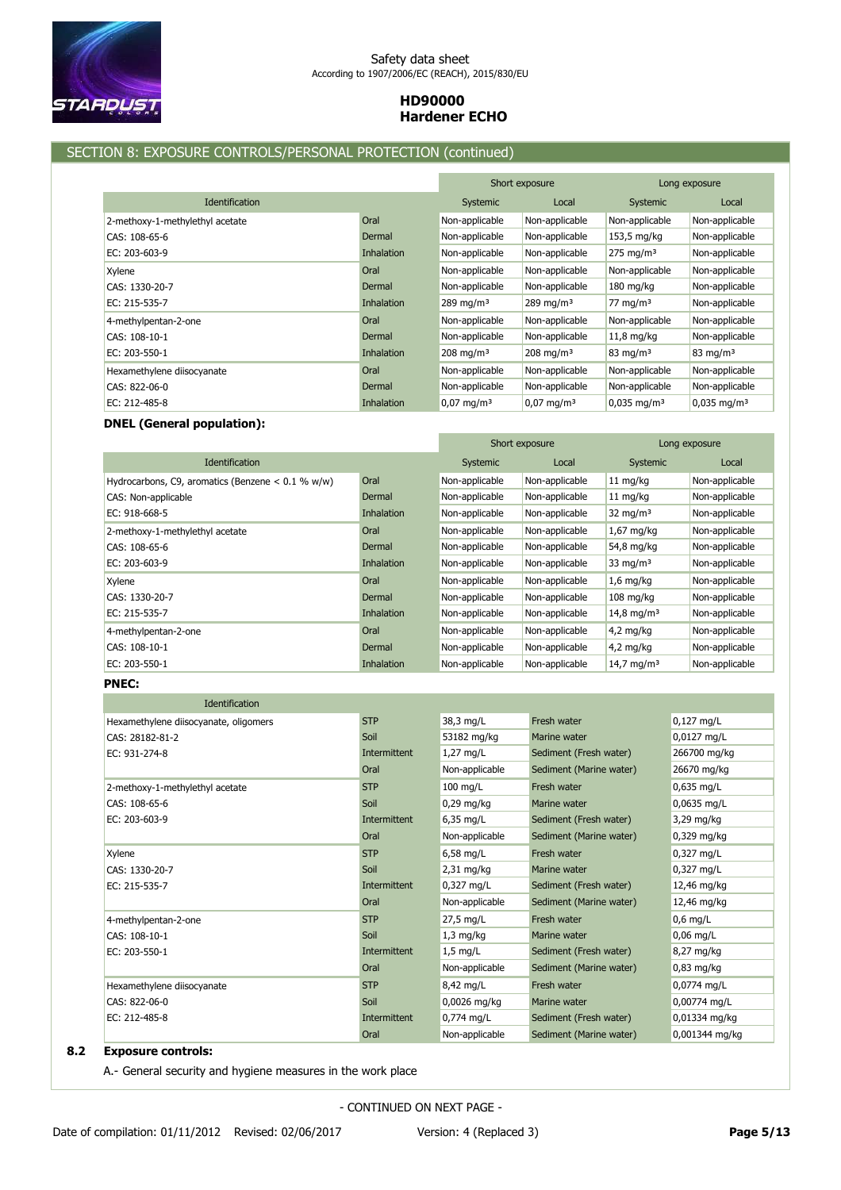## SECTION 8: EXPOSURE CONTROLS/PERSONAL PROTECTION (continued)

| Identification | | Short exposure | | Long exposure | |
|---|---|---|---|---|---|
| | | Systemic | Local | Systemic | Local |
| 2-methoxy-1-methylethyl acetate | Oral | Non-applicable | Non-applicable | Non-applicable | Non-applicable |
| CAS: 108-65-6 | Dermal | Non-applicable | Non-applicable | 153,5 mg/kg | Non-applicable |
| EC: 203-603-9 | Inhalation | Non-applicable | Non-applicable | 275 mg/m³ | Non-applicable |
| Xylene | Oral | Non-applicable | Non-applicable | Non-applicable | Non-applicable |
| CAS: 1330-20-7 | Dermal | Non-applicable | Non-applicable | 180 mg/kg | Non-applicable |
| EC: 215-535-7 | Inhalation | 289 mg/m³ | 289 mg/m³ | 77 mg/m³ | Non-applicable |
| 4-methylpentan-2-one | Oral | Non-applicable | Non-applicable | Non-applicable | Non-applicable |
| CAS: 108-10-1 | Dermal | Non-applicable | Non-applicable | 11,8 mg/kg | Non-applicable |
| EC: 203-550-1 | Inhalation | 208 mg/m³ | 208 mg/m³ | 83 mg/m³ | 83 mg/m³ |
| Hexamethylene diisocyanate | Oral | Non-applicable | Non-applicable | Non-applicable | Non-applicable |
| CAS: 822-06-0 | Dermal | Non-applicable | Non-applicable | Non-applicable | Non-applicable |
| EC: 212-485-8 | Inhalation | 0,07 mg/m³ | 0,07 mg/m³ | 0,035 mg/m³ | 0,035 mg/m³ |

**DNEL (General population):**

| Identification | | Short exposure | | Long exposure | |
|---|---|---|---|---|---|
| | | Systemic | Local | Systemic | Local |
| Hydrocarbons, C9, aromatics (Benzene < 0.1 % w/w) | Oral | Non-applicable | Non-applicable | 11 mg/kg | Non-applicable |
| CAS: Non-applicable | Dermal | Non-applicable | Non-applicable | 11 mg/kg | Non-applicable |
| EC: 918-668-5 | Inhalation | Non-applicable | Non-applicable | 32 mg/m³ | Non-applicable |
| 2-methoxy-1-methylethyl acetate | Oral | Non-applicable | Non-applicable | 1,67 mg/kg | Non-applicable |
| CAS: 108-65-6 | Dermal | Non-applicable | Non-applicable | 54,8 mg/kg | Non-applicable |
| EC: 203-603-9 | Inhalation | Non-applicable | Non-applicable | 33 mg/m³ | Non-applicable |
| Xylene | Oral | Non-applicable | Non-applicable | 1,6 mg/kg | Non-applicable |
| CAS: 1330-20-7 | Dermal | Non-applicable | Non-applicable | 108 mg/kg | Non-applicable |
| EC: 215-535-7 | Inhalation | Non-applicable | Non-applicable | 14,8 mg/m³ | Non-applicable |
| 4-methylpentan-2-one | Oral | Non-applicable | Non-applicable | 4,2 mg/kg | Non-applicable |
| CAS: 108-10-1 | Dermal | Non-applicable | Non-applicable | 4,2 mg/kg | Non-applicable |
| EC: 203-550-1 | Inhalation | Non-applicable | Non-applicable | 14,7 mg/m³ | Non-applicable |

**PNEC:**

| Identification | | | | |
|---|---|---|---|---|
| Hexamethylene diisocyanate, oligomers | STP | 38,3 mg/L | Fresh water | 0,127 mg/L |
| CAS: 28182-81-2 | Soil | 53182 mg/kg | Marine water | 0,0127 mg/L |
| EC: 931-274-8 | Intermittent | 1,27 mg/L | Sediment (Fresh water) | 266700 mg/kg |
| | Oral | Non-applicable | Sediment (Marine water) | 26670 mg/kg |
| 2-methoxy-1-methylethyl acetate | STP | 100 mg/L | Fresh water | 0,635 mg/L |
| CAS: 108-65-6 | Soil | 0,29 mg/kg | Marine water | 0,0635 mg/L |
| EC: 203-603-9 | Intermittent | 6,35 mg/L | Sediment (Fresh water) | 3,29 mg/kg |
| | Oral | Non-applicable | Sediment (Marine water) | 0,329 mg/kg |
| Xylene | STP | 6,58 mg/L | Fresh water | 0,327 mg/L |
| CAS: 1330-20-7 | Soil | 2,31 mg/kg | Marine water | 0,327 mg/L |
| EC: 215-535-7 | Intermittent | 0,327 mg/L | Sediment (Fresh water) | 12,46 mg/kg |
| | Oral | Non-applicable | Sediment (Marine water) | 12,46 mg/kg |
| 4-methylpentan-2-one | STP | 27,5 mg/L | Fresh water | 0,6 mg/L |
| CAS: 108-10-1 | Soil | 1,3 mg/kg | Marine water | 0,06 mg/L |
| EC: 203-550-1 | Intermittent | 1,5 mg/L | Sediment (Fresh water) | 8,27 mg/kg |
| | Oral | Non-applicable | Sediment (Marine water) | 0,83 mg/kg |
| Hexamethylene diisocyanate | STP | 8,42 mg/L | Fresh water | 0,0774 mg/L |
| CAS: 822-06-0 | Soil | 0,0026 mg/kg | Marine water | 0,00774 mg/L |
| EC: 212-485-8 | Intermittent | 0,774 mg/L | Sediment (Fresh water) | 0,01334 mg/kg |
| | Oral | Non-applicable | Sediment (Marine water) | 0,001344 mg/kg |

### 8.2 Exposure controls:

A.- General security and hygiene measures in the work place

- CONTINUED ON NEXT PAGE -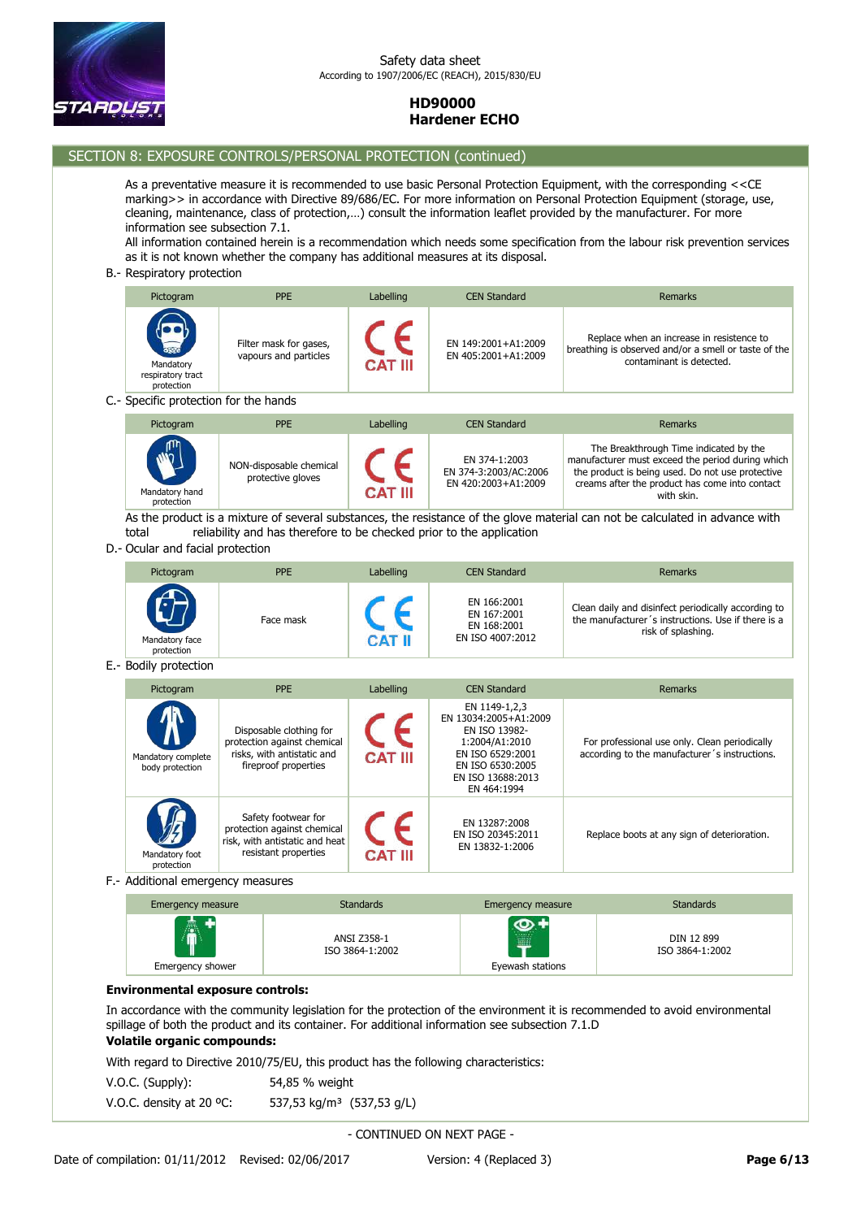## SECTION 8: EXPOSURE CONTROLS/PERSONAL PROTECTION (continued)

As a preventative measure it is recommended to use basic Personal Protection Equipment, with the corresponding <<CE marking>> in accordance with Directive 89/686/EC. For more information on Personal Protection Equipment (storage, use, cleaning, maintenance, class of protection,…) consult the information leaflet provided by the manufacturer. For more information see subsection 7.1.

All information contained herein is a recommendation which needs some specification from the labour risk prevention services as it is not known whether the company has additional measures at its disposal.

B.- Respiratory protection

| Pictogram | PPE | Labelling | CEN Standard | Remarks |
|---|---|---|---|---|
| Mandatory respiratory tract protection | Filter mask for gases, vapours and particles | CE CAT III | EN 149:2001+A1:2009<br>EN 405:2001+A1:2009 | Replace when an increase in resistence to breathing is observed and/or a smell or taste of the contaminant is detected. |

C.- Specific protection for the hands

| Pictogram | PPE | Labelling | CEN Standard | Remarks |
|---|---|---|---|---|
| Mandatory hand protection | NON-disposable chemical protective gloves | CE CAT III | EN 374-1:2003<br>EN 374-3:2003/AC:2006<br>EN 420:2003+A1:2009 | The Breakthrough Time indicated by the manufacturer must exceed the period during which the product is being used. Do not use protective creams after the product has come into contact with skin. |

As the product is a mixture of several substances, the resistance of the glove material can not be calculated in advance with total reliability and has therefore to be checked prior to the application

D.- Ocular and facial protection

| Pictogram | PPE | Labelling | CEN Standard | Remarks |
|---|---|---|---|---|
| Mandatory face protection | Face mask | CE CAT II | EN 166:2001<br>EN 167:2001<br>EN 168:2001<br>EN ISO 4007:2012 | Clean daily and disinfect periodically according to the manufacturer´s instructions. Use if there is a risk of splashing. |

E.- Bodily protection

| Pictogram | PPE | Labelling | CEN Standard | Remarks |
|---|---|---|---|---|
| Mandatory complete body protection | Disposable clothing for protection against chemical risks, with antistatic and fireproof properties | CE CAT III | EN 1149-1,2,3<br>EN 13034:2005+A1:2009<br>EN ISO 13982-1:2004/A1:2010<br>EN ISO 6529:2001<br>EN ISO 6530:2005<br>EN ISO 13688:2013<br>EN 464:1994 | For professional use only. Clean periodically according to the manufacturer´s instructions. |
| Mandatory foot protection | Safety footwear for protection against chemical risk, with antistatic and heat resistant properties | CE CAT III | EN 13287:2008<br>EN ISO 20345:2011<br>EN 13832-1:2006 | Replace boots at any sign of deterioration. |

F.- Additional emergency measures

| Emergency measure | Standards | Emergency measure | Standards |
|---|---|---|---|
| Emergency shower | ANSI Z358-1<br>ISO 3864-1:2002 | Eyewash stations | DIN 12 899<br>ISO 3864-1:2002 |

**Environmental exposure controls:**

In accordance with the community legislation for the protection of the environment it is recommended to avoid environmental spillage of both the product and its container. For additional information see subsection 7.1.D

**Volatile organic compounds:**

With regard to Directive 2010/75/EU, this product has the following characteristics:

V.O.C. (Supply): 54,85 % weight

V.O.C. density at 20 ºC: 537,53 kg/m³ (537,53 g/L)

- CONTINUED ON NEXT PAGE -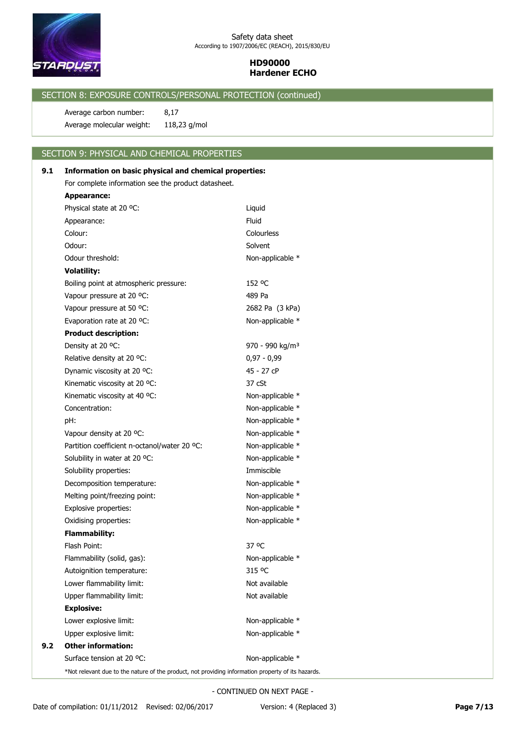## SECTION 8: EXPOSURE CONTROLS/PERSONAL PROTECTION (continued)

| | |
|---|---|
| Average carbon number: | 8,17 |
| Average molecular weight: | 118,23 g/mol |

## SECTION 9: PHYSICAL AND CHEMICAL PROPERTIES

### 9.1 Information on basic physical and chemical properties:

For complete information see the product datasheet.

| | |
|---|---|
| **Appearance:** | |
| Physical state at 20 ºC: | Liquid |
| Appearance: | Fluid |
| Colour: | Colourless |
| Odour: | Solvent |
| Odour threshold: | Non-applicable * |
| **Volatility:** | |
| Boiling point at atmospheric pressure: | 152 ºC |
| Vapour pressure at 20 ºC: | 489 Pa |
| Vapour pressure at 50 ºC: | 2682 Pa (3 kPa) |
| Evaporation rate at 20 ºC: | Non-applicable * |
| **Product description:** | |
| Density at 20 ºC: | 970 - 990 kg/m³ |
| Relative density at 20 ºC: | 0,97 - 0,99 |
| Dynamic viscosity at 20 ºC: | 45 - 27 cP |
| Kinematic viscosity at 20 ºC: | 37 cSt |
| Kinematic viscosity at 40 ºC: | Non-applicable * |
| Concentration: | Non-applicable * |
| pH: | Non-applicable * |
| Vapour density at 20 ºC: | Non-applicable * |
| Partition coefficient n-octanol/water 20 ºC: | Non-applicable * |
| Solubility in water at 20 ºC: | Non-applicable * |
| Solubility properties: | Immiscible |
| Decomposition temperature: | Non-applicable * |
| Melting point/freezing point: | Non-applicable * |
| Explosive properties: | Non-applicable * |
| Oxidising properties: | Non-applicable * |
| **Flammability:** | |
| Flash Point: | 37 ºC |
| Flammability (solid, gas): | Non-applicable * |
| Autoignition temperature: | 315 ºC |
| Lower flammability limit: | Not available |
| Upper flammability limit: | Not available |
| **Explosive:** | |
| Lower explosive limit: | Non-applicable * |
| Upper explosive limit: | Non-applicable * |

### 9.2 Other information:

| | |
|---|---|
| Surface tension at 20 ºC: | Non-applicable * |

*Not relevant due to the nature of the product, not providing information property of its hazards.

- CONTINUED ON NEXT PAGE -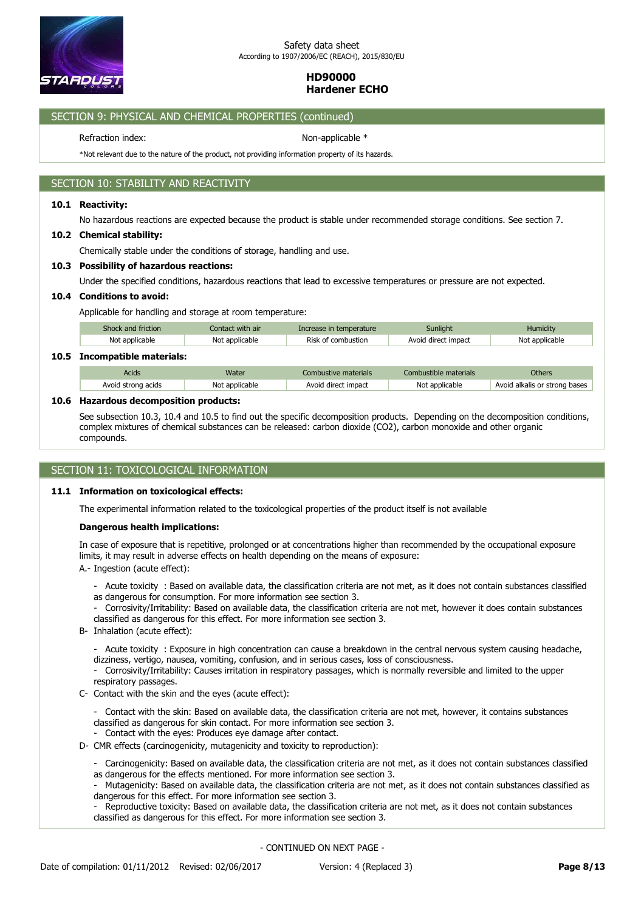## SECTION 9: PHYSICAL AND CHEMICAL PROPERTIES (continued)

Refraction index: Non-applicable *

*Not relevant due to the nature of the product, not providing information property of its hazards.

## SECTION 10: STABILITY AND REACTIVITY

### 10.1 Reactivity:

No hazardous reactions are expected because the product is stable under recommended storage conditions. See section 7.

### 10.2 Chemical stability:

Chemically stable under the conditions of storage, handling and use.

### 10.3 Possibility of hazardous reactions:

Under the specified conditions, hazardous reactions that lead to excessive temperatures or pressure are not expected.

### 10.4 Conditions to avoid:

Applicable for handling and storage at room temperature:

| Shock and friction | Contact with air | Increase in temperature | Sunlight | Humidity |
|---|---|---|---|---|
| Not applicable | Not applicable | Risk of combustion | Avoid direct impact | Not applicable |

### 10.5 Incompatible materials:

| Acids | Water | Combustive materials | Combustible materials | Others |
|---|---|---|---|---|
| Avoid strong acids | Not applicable | Avoid direct impact | Not applicable | Avoid alkalis or strong bases |

### 10.6 Hazardous decomposition products:

See subsection 10.3, 10.4 and 10.5 to find out the specific decomposition products. Depending on the decomposition conditions, complex mixtures of chemical substances can be released: carbon dioxide ($CO_2$), carbon monoxide and other organic compounds.

## SECTION 11: TOXICOLOGICAL INFORMATION

### 11.1 Information on toxicological effects:

The experimental information related to the toxicological properties of the product itself is not available

**Dangerous health implications:**

In case of exposure that is repetitive, prolonged or at concentrations higher than recommended by the occupational exposure limits, it may result in adverse effects on health depending on the means of exposure:

A.- Ingestion (acute effect):

- Acute toxicity : Based on available data, the classification criteria are not met, as it does not contain substances classified as dangerous for consumption. For more information see section 3.
- Corrosivity/Irritability: Based on available data, the classification criteria are not met, however it does contain substances classified as dangerous for this effect. For more information see section 3.

B- Inhalation (acute effect):

- Acute toxicity : Exposure in high concentration can cause a breakdown in the central nervous system causing headache, dizziness, vertigo, nausea, vomiting, confusion, and in serious cases, loss of consciousness.
- Corrosivity/Irritability: Causes irritation in respiratory passages, which is normally reversible and limited to the upper respiratory passages.

C- Contact with the skin and the eyes (acute effect):

- Contact with the skin: Based on available data, the classification criteria are not met, however, it contains substances classified as dangerous for skin contact. For more information see section 3.
- Contact with the eyes: Produces eye damage after contact.

D- CMR effects (carcinogenicity, mutagenicity and toxicity to reproduction):

- Carcinogenicity: Based on available data, the classification criteria are not met, as it does not contain substances classified as dangerous for the effects mentioned. For more information see section 3.
- Mutagenicity: Based on available data, the classification criteria are not met, as it does not contain substances classified as dangerous for this effect. For more information see section 3.
- Reproductive toxicity: Based on available data, the classification criteria are not met, as it does not contain substances classified as dangerous for this effect. For more information see section 3.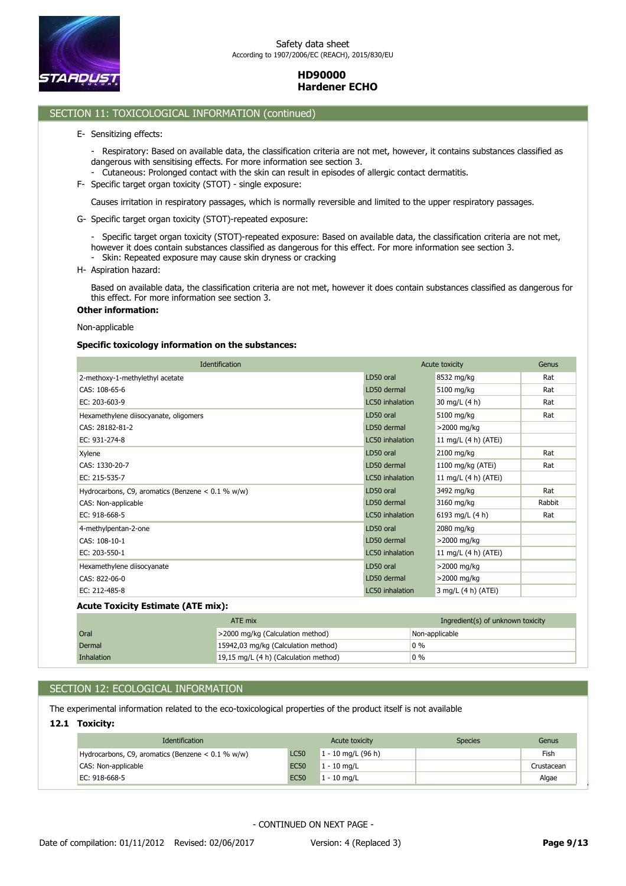## SECTION 11: TOXICOLOGICAL INFORMATION (continued)

E- Sensitizing effects:

- Respiratory: Based on available data, the classification criteria are not met, however, it contains substances classified as dangerous with sensitising effects. For more information see section 3.
- Cutaneous: Prolonged contact with the skin can result in episodes of allergic contact dermatitis.

F- Specific target organ toxicity (STOT) - single exposure:

Causes irritation in respiratory passages, which is normally reversible and limited to the upper respiratory passages.

G- Specific target organ toxicity (STOT)-repeated exposure:

- Specific target organ toxicity (STOT)-repeated exposure: Based on available data, the classification criteria are not met, however it does contain substances classified as dangerous for this effect. For more information see section 3.
- Skin: Repeated exposure may cause skin dryness or cracking

H- Aspiration hazard:

Based on available data, the classification criteria are not met, however it does contain substances classified as dangerous for this effect. For more information see section 3.

**Other information:**

Non-applicable

**Specific toxicology information on the substances:**

| Identification | Acute toxicity | | Genus |
|---|---|---|---|
| 2-methoxy-1-methylethyl acetate | LD50 oral | 8532 mg/kg | Rat |
| CAS: 108-65-6 | LD50 dermal | 5100 mg/kg | Rat |
| EC: 203-603-9 | LC50 inhalation | 30 mg/L (4 h) | Rat |
| Hexamethylene diisocyanate, oligomers | LD50 oral | 5100 mg/kg | Rat |
| CAS: 28182-81-2 | LD50 dermal | >2000 mg/kg | |
| EC: 931-274-8 | LC50 inhalation | 11 mg/L (4 h) (ATEi) | |
| Xylene | LD50 oral | 2100 mg/kg | Rat |
| CAS: 1330-20-7 | LD50 dermal | 1100 mg/kg (ATEi) | Rat |
| EC: 215-535-7 | LC50 inhalation | 11 mg/L (4 h) (ATEi) | |
| Hydrocarbons, C9, aromatics (Benzene < 0.1 % w/w) | LD50 oral | 3492 mg/kg | Rat |
| CAS: Non-applicable | LD50 dermal | 3160 mg/kg | Rabbit |
| EC: 918-668-5 | LC50 inhalation | 6193 mg/L (4 h) | Rat |
| 4-methylpentan-2-one | LD50 oral | 2080 mg/kg | |
| CAS: 108-10-1 | LD50 dermal | >2000 mg/kg | |
| EC: 203-550-1 | LC50 inhalation | 11 mg/L (4 h) (ATEi) | |
| Hexamethylene diisocyanate | LD50 oral | >2000 mg/kg | |
| CAS: 822-06-0 | LD50 dermal | >2000 mg/kg | |
| EC: 212-485-8 | LC50 inhalation | 3 mg/L (4 h) (ATEi) | |

**Acute Toxicity Estimate (ATE mix):**

| | ATE mix | Ingredient(s) of unknown toxicity |
|---|---|---|
| Oral | >2000 mg/kg (Calculation method) | Non-applicable |
| Dermal | 15942,03 mg/kg (Calculation method) | 0 % |
| Inhalation | 19,15 mg/L (4 h) (Calculation method) | 0 % |

## SECTION 12: ECOLOGICAL INFORMATION

The experimental information related to the eco-toxicological properties of the product itself is not available

### 12.1 Toxicity:

| Identification | Acute toxicity | | Species | Genus |
|---|---|---|---|---|
| Hydrocarbons, C9, aromatics (Benzene < 0.1 % w/w) | LC50 | 1 - 10 mg/L (96 h) | | Fish |
| CAS: Non-applicable | EC50 | 1 - 10 mg/L | | Crustacean |
| EC: 918-668-5 | EC50 | 1 - 10 mg/L | | Algae |

- CONTINUED ON NEXT PAGE -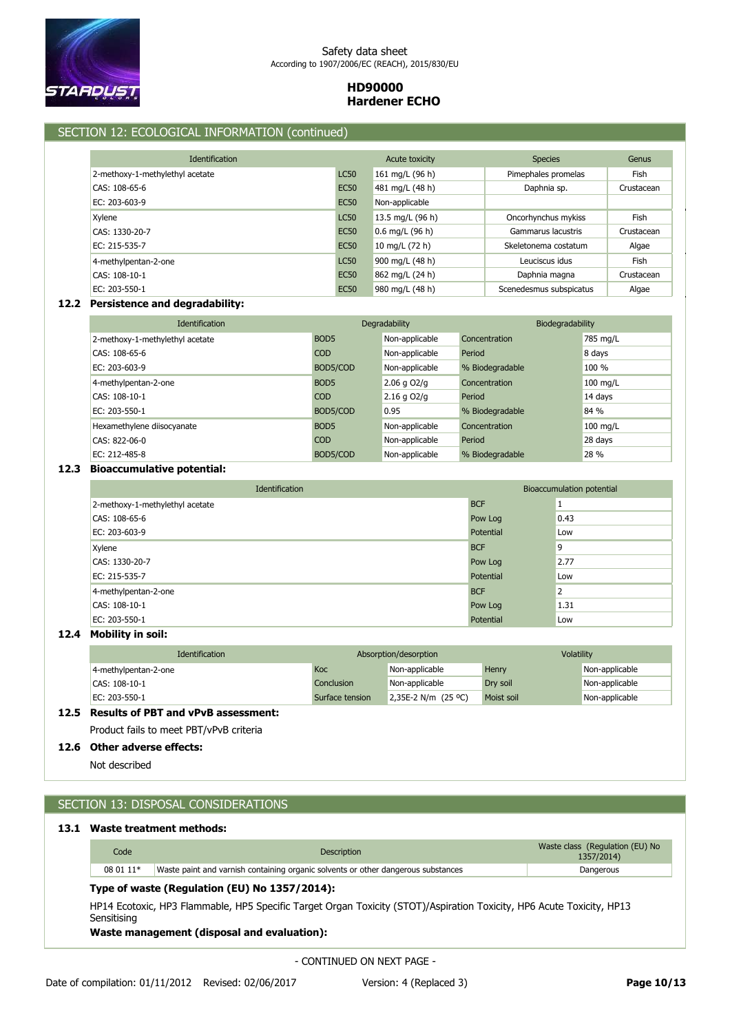## SECTION 12: ECOLOGICAL INFORMATION (continued)

| Identification | Acute toxicity | | Species | Genus |
|---|---|---|---|---|
| 2-methoxy-1-methylethyl acetate | LC50 | 161 mg/L (96 h) | Pimephales promelas | Fish |
| CAS: 108-65-6 | EC50 | 481 mg/L (48 h) | Daphnia sp. | Crustacean |
| EC: 203-603-9 | EC50 | Non-applicable | | |
| Xylene | LC50 | 13.5 mg/L (96 h) | Oncorhynchus mykiss | Fish |
| CAS: 1330-20-7 | EC50 | 0.6 mg/L (96 h) | Gammarus lacustris | Crustacean |
| EC: 215-535-7 | EC50 | 10 mg/L (72 h) | Skeletonema costatum | Algae |
| 4-methylpentan-2-one | LC50 | 900 mg/L (48 h) | Leuciscus idus | Fish |
| CAS: 108-10-1 | EC50 | 862 mg/L (24 h) | Daphnia magna | Crustacean |
| EC: 203-550-1 | EC50 | 980 mg/L (48 h) | Scenedesmus subspicatus | Algae |

### 12.2 Persistence and degradability:

| Identification | Degradability | | Biodegradability | |
|---|---|---|---|---|
| 2-methoxy-1-methylethyl acetate | BOD5 | Non-applicable | Concentration | 785 mg/L |
| CAS: 108-65-6 | COD | Non-applicable | Period | 8 days |
| EC: 203-603-9 | BOD5/COD | Non-applicable | % Biodegradable | 100 % |
| 4-methylpentan-2-one | BOD5 | 2.06 g O2/g | Concentration | 100 mg/L |
| CAS: 108-10-1 | COD | 2.16 g O2/g | Period | 14 days |
| EC: 203-550-1 | BOD5/COD | 0.95 | % Biodegradable | 84 % |
| Hexamethylene diisocyanate | BOD5 | Non-applicable | Concentration | 100 mg/L |
| CAS: 822-06-0 | COD | Non-applicable | Period | 28 days |
| EC: 212-485-8 | BOD5/COD | Non-applicable | % Biodegradable | 28 % |

### 12.3 Bioaccumulative potential:

| Identification | Bioaccumulation potential | |
|---|---|---|
| 2-methoxy-1-methylethyl acetate | BCF | 1 |
| CAS: 108-65-6 | Pow Log | 0.43 |
| EC: 203-603-9 | Potential | Low |
| Xylene | BCF | 9 |
| CAS: 1330-20-7 | Pow Log | 2.77 |
| EC: 215-535-7 | Potential | Low |
| 4-methylpentan-2-one | BCF | 2 |
| CAS: 108-10-1 | Pow Log | 1.31 |
| EC: 203-550-1 | Potential | Low |

### 12.4 Mobility in soil:

| Identification | Absorption/desorption | | Volatility | |
|---|---|---|---|---|
| 4-methylpentan-2-one | Koc | Non-applicable | Henry | Non-applicable |
| CAS: 108-10-1 | Conclusion | Non-applicable | Dry soil | Non-applicable |
| EC: 203-550-1 | Surface tension | 2,35E-2 N/m (25 ºC) | Moist soil | Non-applicable |

### 12.5 Results of PBT and vPvB assessment:

Product fails to meet PBT/vPvB criteria

### 12.6 Other adverse effects:

Not described

## SECTION 13: DISPOSAL CONSIDERATIONS

### 13.1 Waste treatment methods:

| Code | Description | Waste class (Regulation (EU) No 1357/2014) |
|---|---|---|
| 08 01 11* | Waste paint and varnish containing organic solvents or other dangerous substances | Dangerous |

**Type of waste (Regulation (EU) No 1357/2014):**

HP14 Ecotoxic, HP3 Flammable, HP5 Specific Target Organ Toxicity (STOT)/Aspiration Toxicity, HP6 Acute Toxicity, HP13 Sensitising

**Waste management (disposal and evaluation):**

- CONTINUED ON NEXT PAGE -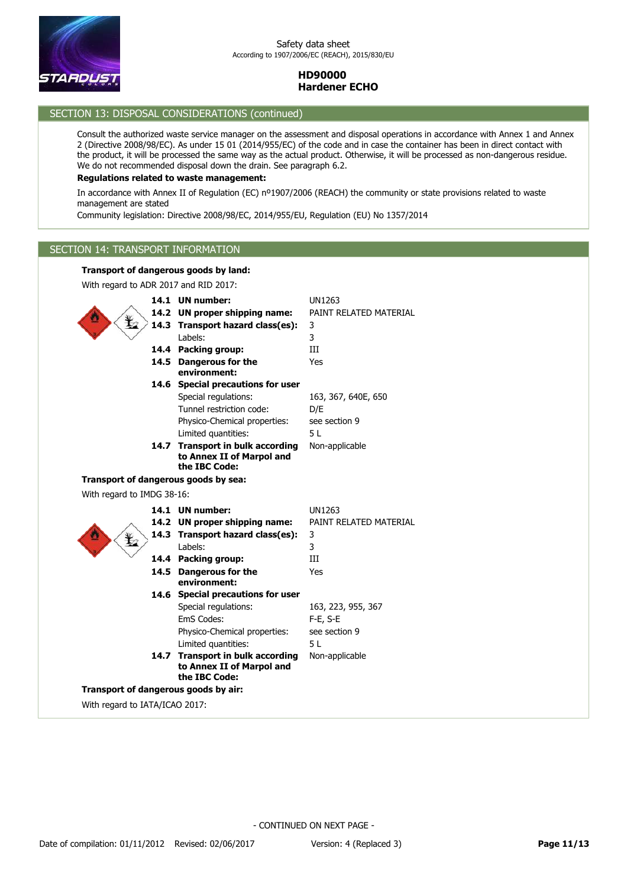## SECTION 13: DISPOSAL CONSIDERATIONS (continued)

Consult the authorized waste service manager on the assessment and disposal operations in accordance with Annex 1 and Annex 2 (Directive 2008/98/EC). As under 15 01 (2014/955/EC) of the code and in case the container has been in direct contact with the product, it will be processed the same way as the actual product. Otherwise, it will be processed as non-dangerous residue. We do not recommended disposal down the drain. See paragraph 6.2.

**Regulations related to waste management:**

In accordance with Annex II of Regulation (EC) nº1907/2006 (REACH) the community or state provisions related to waste management are stated

Community legislation: Directive 2008/98/EC, 2014/955/EU, Regulation (EU) No 1357/2014

## SECTION 14: TRANSPORT INFORMATION

**Transport of dangerous goods by land:**

With regard to ADR 2017 and RID 2017:

| | |
|---|---|
| **14.1 UN number:** | UN1263 |
| **14.2 UN proper shipping name:** | PAINT RELATED MATERIAL |
| **14.3 Transport hazard class(es):** | 3 |
| Labels: | 3 |
| **14.4 Packing group:** | III |
| **14.5 Dangerous for the environment:** | Yes |
| **14.6 Special precautions for user** | |
| Special regulations: | 163, 367, 640E, 650 |
| Tunnel restriction code: | D/E |
| Physico-Chemical properties: | see section 9 |
| Limited quantities: | 5 L |
| **14.7 Transport in bulk according to Annex II of Marpol and the IBC Code:** | Non-applicable |

**Transport of dangerous goods by sea:**

With regard to IMDG 38-16:

| | |
|---|---|
| **14.1 UN number:** | UN1263 |
| **14.2 UN proper shipping name:** | PAINT RELATED MATERIAL |
| **14.3 Transport hazard class(es):** | 3 |
| Labels: | 3 |
| **14.4 Packing group:** | III |
| **14.5 Dangerous for the environment:** | Yes |
| **14.6 Special precautions for user** | |
| Special regulations: | 163, 223, 955, 367 |
| EmS Codes: | F-E, S-E |
| Physico-Chemical properties: | see section 9 |
| Limited quantities: | 5 L |
| **14.7 Transport in bulk according to Annex II of Marpol and the IBC Code:** | Non-applicable |

**Transport of dangerous goods by air:**

With regard to IATA/ICAO 2017:

- CONTINUED ON NEXT PAGE -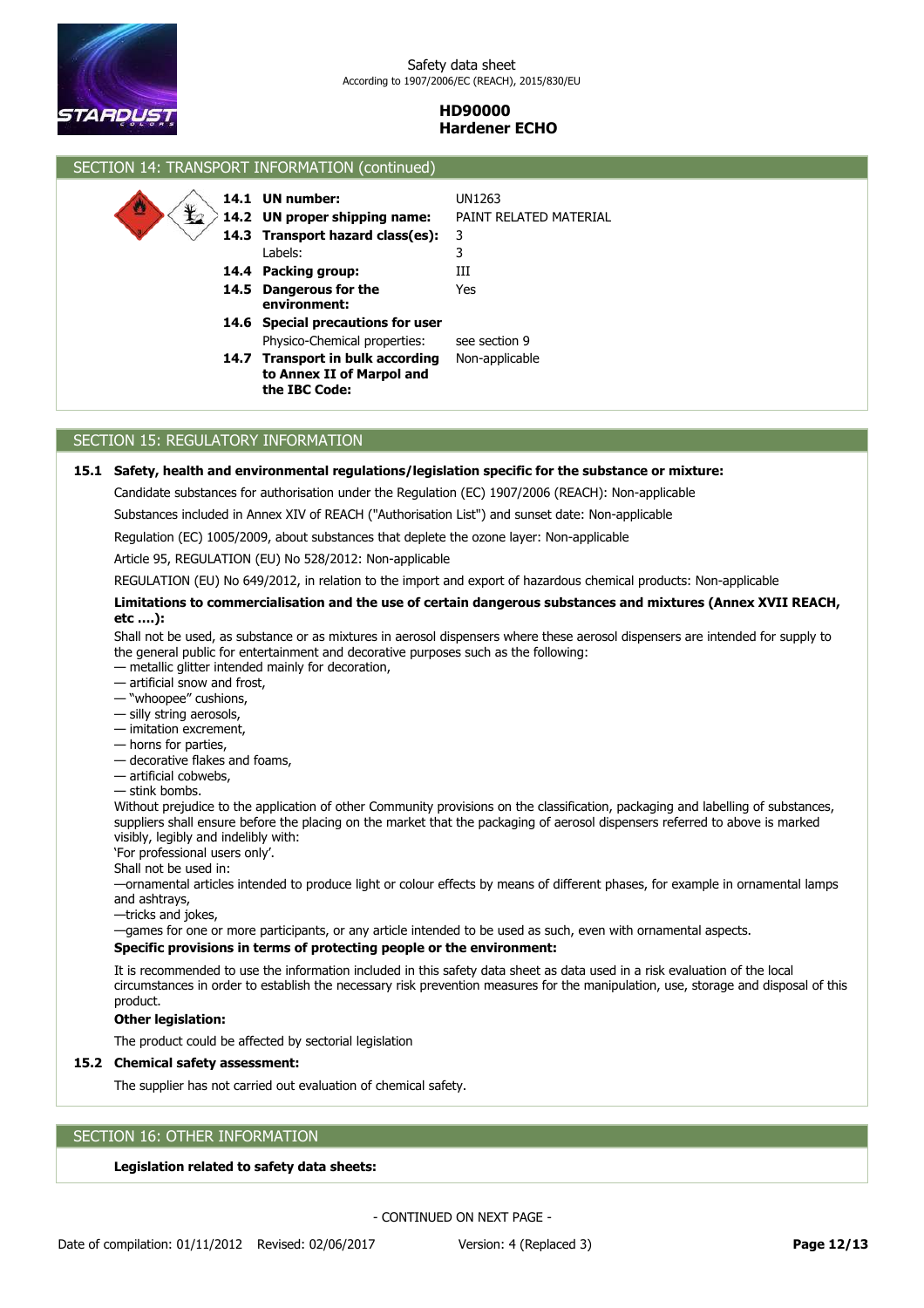## SECTION 14: TRANSPORT INFORMATION (continued)

| | | |
|---|---|---|
| **14.1** | **UN number:** | UN1263 |
| **14.2** | **UN proper shipping name:** | PAINT RELATED MATERIAL |
| **14.3** | **Transport hazard class(es):** | 3 |
| | Labels: | 3 |
| **14.4** | **Packing group:** | III |
| **14.5** | **Dangerous for the environment:** | Yes |
| **14.6** | **Special precautions for user** | |
| | Physico-Chemical properties: | see section 9 |
| **14.7** | **Transport in bulk according to Annex II of Marpol and the IBC Code:** | Non-applicable |

## SECTION 15: REGULATORY INFORMATION

**15.1 Safety, health and environmental regulations/legislation specific for the substance or mixture:**

Candidate substances for authorisation under the Regulation (EC) 1907/2006 (REACH): Non-applicable

Substances included in Annex XIV of REACH ("Authorisation List") and sunset date: Non-applicable

Regulation (EC) 1005/2009, about substances that deplete the ozone layer: Non-applicable

Article 95, REGULATION (EU) No 528/2012: Non-applicable

REGULATION (EU) No 649/2012, in relation to the import and export of hazardous chemical products: Non-applicable

**Limitations to commercialisation and the use of certain dangerous substances and mixtures (Annex XVII REACH, etc ....):**

Shall not be used, as substance or as mixtures in aerosol dispensers where these aerosol dispensers are intended for supply to the general public for entertainment and decorative purposes such as the following:
— metallic glitter intended mainly for decoration,
— artificial snow and frost,
— "whoopee" cushions,
— silly string aerosols,
— imitation excrement,
— horns for parties,
— decorative flakes and foams,
— artificial cobwebs,
— stink bombs.
Without prejudice to the application of other Community provisions on the classification, packaging and labelling of substances, suppliers shall ensure before the placing on the market that the packaging of aerosol dispensers referred to above is marked visibly, legibly and indelibly with:
'For professional users only'.
Shall not be used in:
—ornamental articles intended to produce light or colour effects by means of different phases, for example in ornamental lamps and ashtrays,
—tricks and jokes,
—games for one or more participants, or any article intended to be used as such, even with ornamental aspects.

**Specific provisions in terms of protecting people or the environment:**

It is recommended to use the information included in this safety data sheet as data used in a risk evaluation of the local circumstances in order to establish the necessary risk prevention measures for the manipulation, use, storage and disposal of this product.

**Other legislation:**

The product could be affected by sectorial legislation

**15.2 Chemical safety assessment:**

The supplier has not carried out evaluation of chemical safety.

## SECTION 16: OTHER INFORMATION

**Legislation related to safety data sheets:**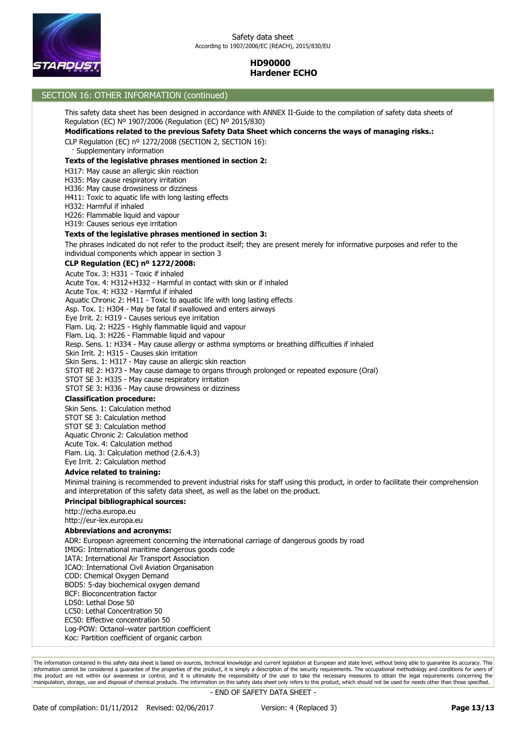## SECTION 16: OTHER INFORMATION (continued)

This safety data sheet has been designed in accordance with ANNEX II-Guide to the compilation of safety data sheets of Regulation (EC) Nº 1907/2006 (Regulation (EC) Nº 2015/830)

**Modifications related to the previous Safety Data Sheet which concerns the ways of managing risks.:**

CLP Regulation (EC) nº 1272/2008 (SECTION 2, SECTION 16):

· Supplementary information

**Texts of the legislative phrases mentioned in section 2:**

H317: May cause an allergic skin reaction
H335: May cause respiratory irritation
H336: May cause drowsiness or dizziness
H411: Toxic to aquatic life with long lasting effects
H332: Harmful if inhaled
H226: Flammable liquid and vapour
H319: Causes serious eye irritation

**Texts of the legislative phrases mentioned in section 3:**

The phrases indicated do not refer to the product itself; they are present merely for informative purposes and refer to the individual components which appear in section 3

**CLP Regulation (EC) nº 1272/2008:**

Acute Tox. 3: H331 - Toxic if inhaled
Acute Tox. 4: H312+H332 - Harmful in contact with skin or if inhaled
Acute Tox. 4: H332 - Harmful if inhaled
Aquatic Chronic 2: H411 - Toxic to aquatic life with long lasting effects
Asp. Tox. 1: H304 - May be fatal if swallowed and enters airways
Eye Irrit. 2: H319 - Causes serious eye irritation
Flam. Liq. 2: H225 - Highly flammable liquid and vapour
Flam. Liq. 3: H226 - Flammable liquid and vapour
Resp. Sens. 1: H334 - May cause allergy or asthma symptoms or breathing difficulties if inhaled
Skin Irrit. 2: H315 - Causes skin irritation
Skin Sens. 1: H317 - May cause an allergic skin reaction
STOT RE 2: H373 - May cause damage to organs through prolonged or repeated exposure (Oral)
STOT SE 3: H335 - May cause respiratory irritation
STOT SE 3: H336 - May cause drowsiness or dizziness

**Classification procedure:**

Skin Sens. 1: Calculation method
STOT SE 3: Calculation method
STOT SE 3: Calculation method
Aquatic Chronic 2: Calculation method
Acute Tox. 4: Calculation method
Flam. Liq. 3: Calculation method (2.6.4.3)
Eye Irrit. 2: Calculation method

**Advice related to training:**

Minimal training is recommended to prevent industrial risks for staff using this product, in order to facilitate their comprehension and interpretation of this safety data sheet, as well as the label on the product.

**Principal bibliographical sources:**

http://echa.europa.eu
http://eur-lex.europa.eu

**Abbreviations and acronyms:**

ADR: European agreement concerning the international carriage of dangerous goods by road
IMDG: International maritime dangerous goods code
IATA: International Air Transport Association
ICAO: International Civil Aviation Organisation
COD: Chemical Oxygen Demand
BOD5: 5-day biochemical oxygen demand
BCF: Bioconcentration factor
LD50: Lethal Dose 50
LC50: Lethal Concentration 50
EC50: Effective concentration 50
Log-POW: Octanol–water partition coefficient
Koc: Partition coefficient of organic carbon

The information contained in this safety data sheet is based on sources, technical knowledge and current legislation at European and state level, without being able to guarantee its accuracy. This information cannot be considered a guarantee of the properties of the product, it is simply a description of the security requirements. The occupational methodology and conditions for users of this product are not within our awareness or control, and it is ultimately the responsibility of the user to take the necessary measures to obtain the legal requirements concerning the manipulation, storage, use and disposal of chemical products. The information on this safety data sheet only refers to this product, which should not be used for needs other than those specified.

- END OF SAFETY DATA SHEET -